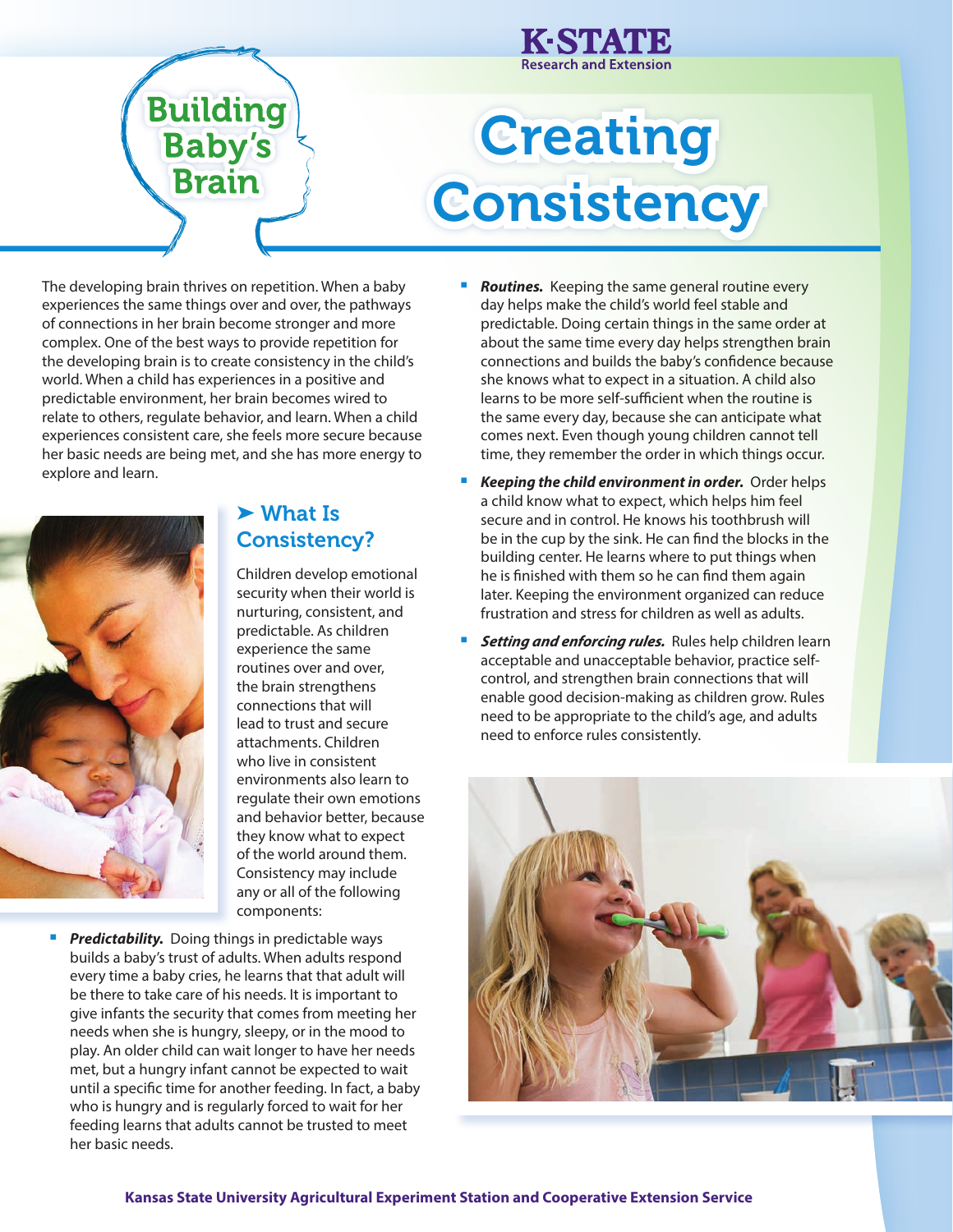# Building Baby's Brain

# Creating Consistency

The developing brain thrives on repetition. When a baby experiences the same things over and over, the pathways of connections in her brain become stronger and more complex. One of the best ways to provide repetition for the developing brain is to create consistency in the child's world. When a child has experiences in a positive and predictable environment, her brain becomes wired to relate to others, regulate behavior, and learn. When a child experiences consistent care, she feels more secure because her basic needs are being met, and she has more energy to explore and learn.

## ➤ What Is Consistency?

Children develop emotional security when their world is nurturing, consistent, and predictable. As children experience the same routines over and over, the brain strengthens connections that will lead to trust and secure attachments. Children who live in consistent environments also learn to regulate their own emotions and behavior better, because they know what to expect of the world around them. Consistency may include any or all of the following components:

- ***Predictability.*** Doing things in predictable ways builds a baby's trust of adults. When adults respond every time a baby cries, he learns that that adult will be there to take care of his needs. It is important to give infants the security that comes from meeting her needs when she is hungry, sleepy, or in the mood to play. An older child can wait longer to have her needs met, but a hungry infant cannot be expected to wait until a specific time for another feeding. In fact, a baby who is hungry and is regularly forced to wait for her feeding learns that adults cannot be trusted to meet her basic needs.
- ***Routines.*** Keeping the same general routine every day helps make the child's world feel stable and predictable. Doing certain things in the same order at about the same time every day helps strengthen brain connections and builds the baby's confidence because she knows what to expect in a situation. A child also learns to be more self-sufficient when the routine is the same every day, because she can anticipate what comes next. Even though young children cannot tell time, they remember the order in which things occur.
- ***Keeping the child environment in order.*** Order helps a child know what to expect, which helps him feel secure and in control. He knows his toothbrush will be in the cup by the sink. He can find the blocks in the building center. He learns where to put things when he is finished with them so he can find them again later. Keeping the environment organized can reduce frustration and stress for children as well as adults.
- ***Setting and enforcing rules.*** Rules help children learn acceptable and unacceptable behavior, practice self-control, and strengthen brain connections that will enable good decision-making as children grow. Rules need to be appropriate to the child's age, and adults need to enforce rules consistently.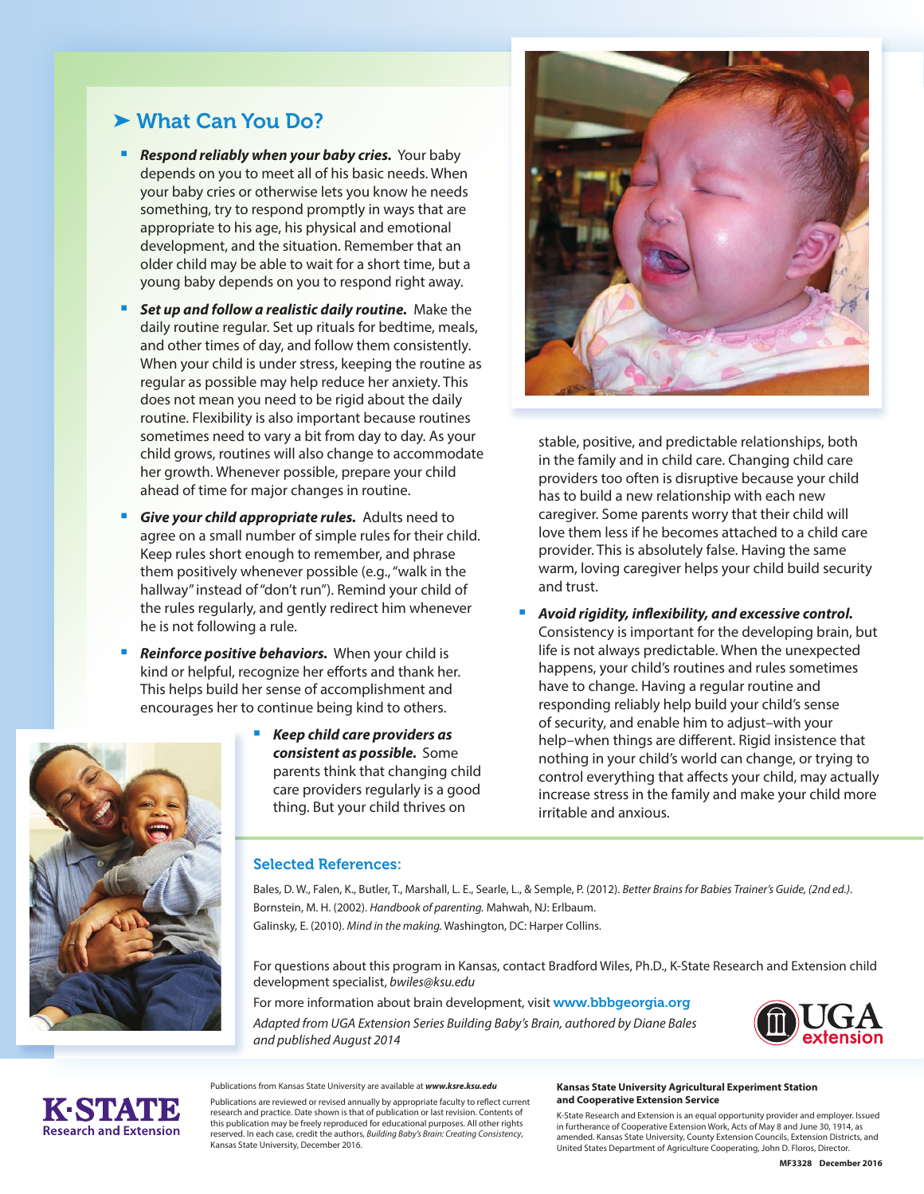## ➤ What Can You Do?

- ***Respond reliably when your baby cries.*** Your baby depends on you to meet all of his basic needs. When your baby cries or otherwise lets you know he needs something, try to respond promptly in ways that are appropriate to his age, his physical and emotional development, and the situation. Remember that an older child may be able to wait for a short time, but a young baby depends on you to respond right away.
- ***Set up and follow a realistic daily routine.*** Make the daily routine regular. Set up rituals for bedtime, meals, and other times of day, and follow them consistently. When your child is under stress, keeping the routine as regular as possible may help reduce her anxiety. This does not mean you need to be rigid about the daily routine. Flexibility is also important because routines sometimes need to vary a bit from day to day. As your child grows, routines will also change to accommodate her growth. Whenever possible, prepare your child ahead of time for major changes in routine.
- ***Give your child appropriate rules.*** Adults need to agree on a small number of simple rules for their child. Keep rules short enough to remember, and phrase them positively whenever possible (e.g., "walk in the hallway" instead of "don't run"). Remind your child of the rules regularly, and gently redirect him whenever he is not following a rule.
- ***Reinforce positive behaviors.*** When your child is kind or helpful, recognize her efforts and thank her. This helps build her sense of accomplishment and encourages her to continue being kind to others.
- ***Keep child care providers as consistent as possible.*** Some parents think that changing child care providers regularly is a good thing. But your child thrives on stable, positive, and predictable relationships, both in the family and in child care. Changing child care providers too often is disruptive because your child has to build a new relationship with each new caregiver. Some parents worry that their child will love them less if he becomes attached to a child care provider. This is absolutely false. Having the same warm, loving caregiver helps your child build security and trust.
- ***Avoid rigidity, inflexibility, and excessive control.*** Consistency is important for the developing brain, but life is not always predictable. When the unexpected happens, your child's routines and rules sometimes have to change. Having a regular routine and responding reliably help build your child's sense of security, and enable him to adjust–with your help–when things are different. Rigid insistence that nothing in your child's world can change, or trying to control everything that affects your child, may actually increase stress in the family and make your child more irritable and anxious.

### Selected References:

Bales, D. W., Falen, K., Butler, T., Marshall, L. E., Searle, L., & Semple, P. (2012). *Better Brains for Babies Trainer's Guide, (2nd ed.)*.

Bornstein, M. H. (2002). *Handbook of parenting.* Mahwah, NJ: Erlbaum.

Galinsky, E. (2010). *Mind in the making.* Washington, DC: Harper Collins.

For questions about this program in Kansas, contact Bradford Wiles, Ph.D., K-State Research and Extension child development specialist, *bwiles@ksu.edu*

For more information about brain development, visit **www.bbbgeorgia.org**

*Adapted from UGA Extension Series Building Baby's Brain, authored by Diane Bales and published August 2014*

UGA extension

K-STATE Research and Extension

Publications from Kansas State University are available at ***www.ksre.ksu.edu***

Publications are reviewed or revised annually by appropriate faculty to reflect current research and practice. Date shown is that of publication or last revision. Contents of this publication may be freely reproduced for educational purposes. All other rights reserved. In each case, credit the authors, *Building Baby's Brain: Creating Consistency*, Kansas State University, December 2016.

**Kansas State University Agricultural Experiment Station and Cooperative Extension Service**

K-State Research and Extension is an equal opportunity provider and employer. Issued in furtherance of Cooperative Extension Work, Acts of May 8 and June 30, 1914, as amended. Kansas State University, County Extension Councils, Extension Districts, and United States Department of Agriculture Cooperating, John D. Floros, Director.

**MF3328 December 2016**